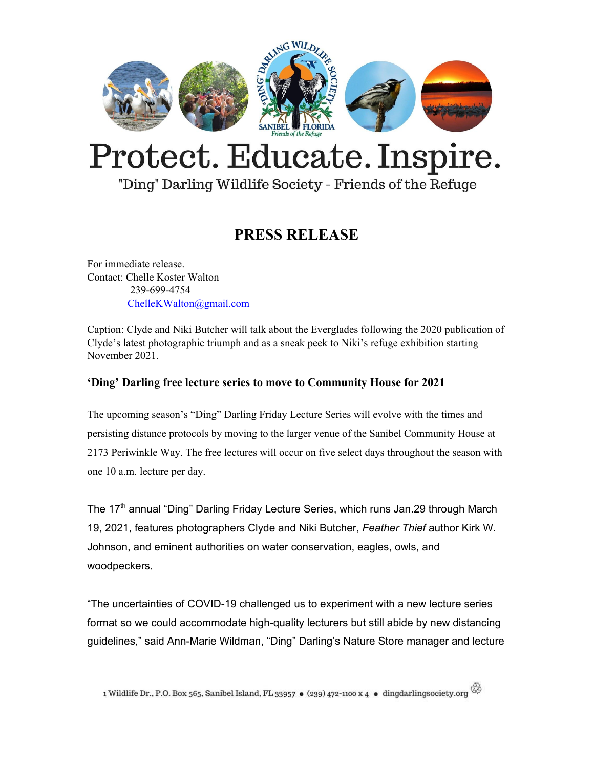# Protect. Educate. Inspire.

"Ding" Darling Wildlife Society - Friends of the Refuge

## PRESS RELEASE

For immediate release.
Contact: Chelle Koster Walton
239-699-4754
ChelleKWalton@gmail.com

Caption: Clyde and Niki Butcher will talk about the Everglades following the 2020 publication of Clyde's latest photographic triumph and as a sneak peek to Niki's refuge exhibition starting November 2021.

### 'Ding' Darling free lecture series to move to Community House for 2021

The upcoming season's "Ding" Darling Friday Lecture Series will evolve with the times and persisting distance protocols by moving to the larger venue of the Sanibel Community House at 2173 Periwinkle Way. The free lectures will occur on five select days throughout the season with one 10 a.m. lecture per day.

The 17th annual "Ding" Darling Friday Lecture Series, which runs Jan.29 through March 19, 2021, features photographers Clyde and Niki Butcher, *Feather Thief* author Kirk W. Johnson, and eminent authorities on water conservation, eagles, owls, and woodpeckers.

"The uncertainties of COVID-19 challenged us to experiment with a new lecture series format so we could accommodate high-quality lecturers but still abide by new distancing guidelines," said Ann-Marie Wildman, "Ding" Darling's Nature Store manager and lecture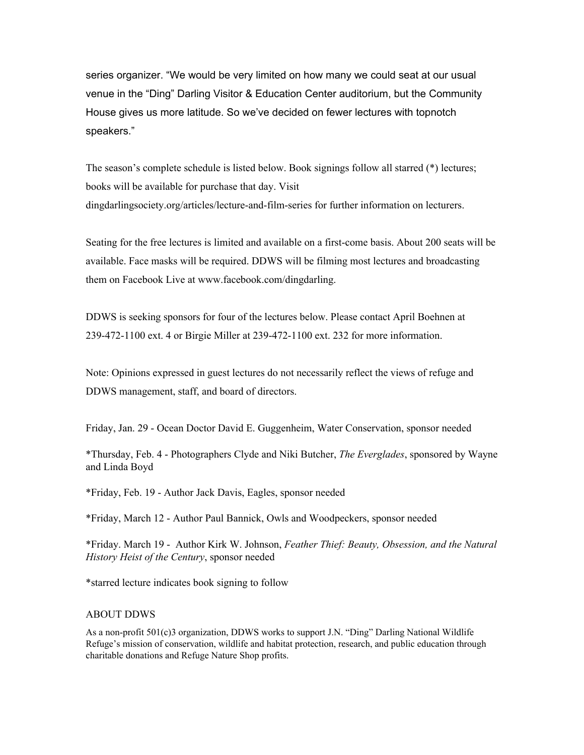series organizer. "We would be very limited on how many we could seat at our usual venue in the "Ding" Darling Visitor & Education Center auditorium, but the Community House gives us more latitude. So we've decided on fewer lectures with topnotch speakers."

The season's complete schedule is listed below. Book signings follow all starred (*) lectures; books will be available for purchase that day. Visit dingdarlingsociety.org/articles/lecture-and-film-series for further information on lecturers.

Seating for the free lectures is limited and available on a first-come basis. About 200 seats will be available. Face masks will be required. DDWS will be filming most lectures and broadcasting them on Facebook Live at www.facebook.com/dingdarling.

DDWS is seeking sponsors for four of the lectures below. Please contact April Boehnen at 239-472-1100 ext. 4 or Birgie Miller at 239-472-1100 ext. 232 for more information.

Note: Opinions expressed in guest lectures do not necessarily reflect the views of refuge and DDWS management, staff, and board of directors.

Friday, Jan. 29 - Ocean Doctor David E. Guggenheim, Water Conservation, sponsor needed

*Thursday, Feb. 4 - Photographers Clyde and Niki Butcher, *The Everglades*, sponsored by Wayne and Linda Boyd

*Friday, Feb. 19 - Author Jack Davis, Eagles, sponsor needed

*Friday, March 12 - Author Paul Bannick, Owls and Woodpeckers, sponsor needed

*Friday. March 19 - Author Kirk W. Johnson, *Feather Thief: Beauty, Obsession, and the Natural History Heist of the Century*, sponsor needed

*starred lecture indicates book signing to follow

## ABOUT DDWS

As a non-profit 501(c)3 organization, DDWS works to support J.N. "Ding" Darling National Wildlife Refuge's mission of conservation, wildlife and habitat protection, research, and public education through charitable donations and Refuge Nature Shop profits.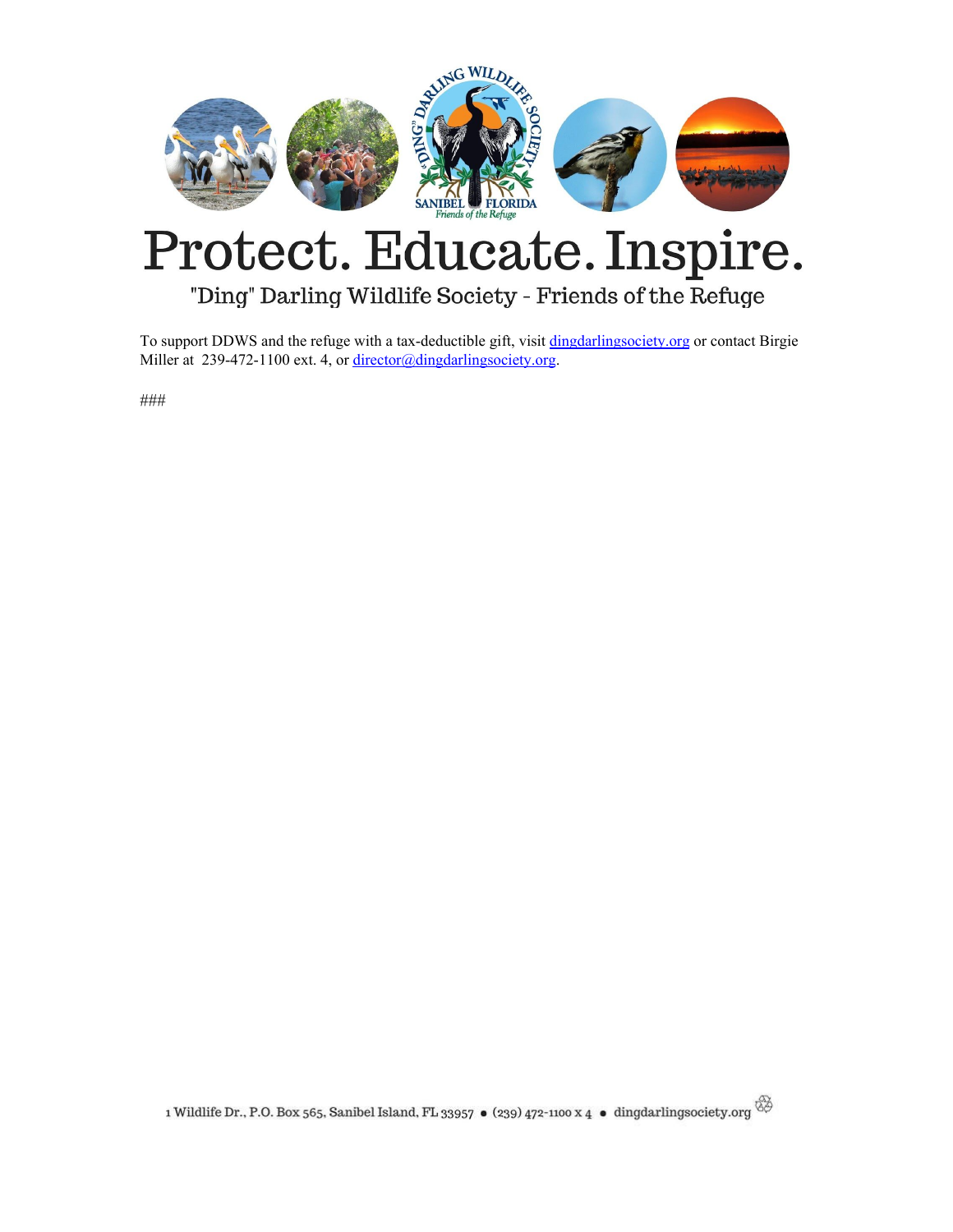# Protect. Educate. Inspire.

"Ding" Darling Wildlife Society - Friends of the Refuge

To support DDWS and the refuge with a tax-deductible gift, visit dingdarlingsociety.org or contact Birgie Miller at 239-472-1100 ext. 4, or director@dingdarlingsociety.org.

###

1 Wildlife Dr., P.O. Box 565, Sanibel Island, FL 33957 • (239) 472-1100 x 4 • dingdarlingsociety.org